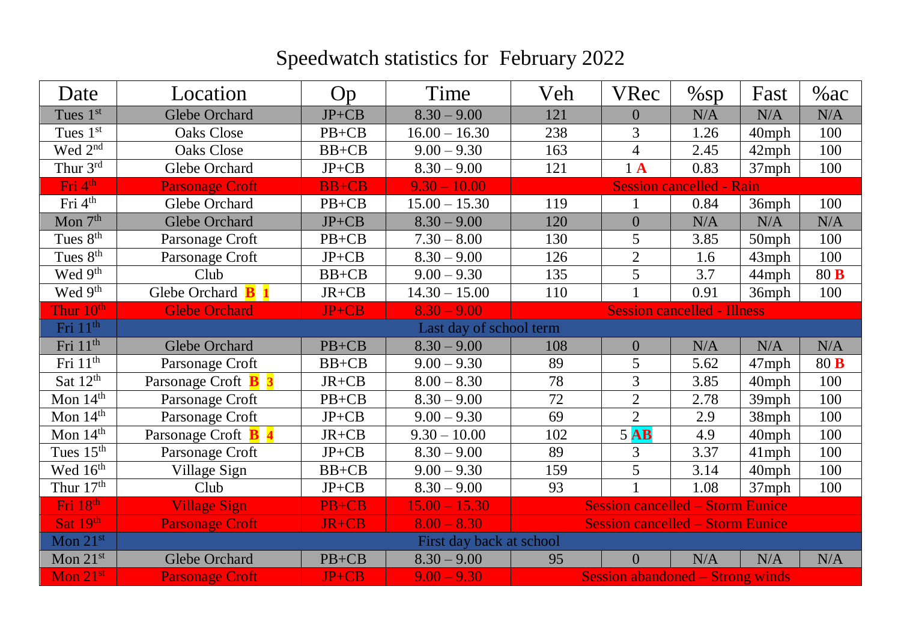# Speedwatch statistics for February 2022

| Date | Location | Op | Time | Veh | VRec | %sp | Fast | %ac |
|---|---|---|---|---|---|---|---|---|
| Tues 1st | Glebe Orchard | JP+CB | 8.30 – 9.00 | 121 | 0 | N/A | N/A | N/A |
| Tues 1st | Oaks Close | PB+CB | 16.00 – 16.30 | 238 | 3 | 1.26 | 40mph | 100 |
| Wed 2nd | Oaks Close | BB+CB | 9.00 – 9.30 | 163 | 4 | 2.45 | 42mph | 100 |
| Thur 3rd | Glebe Orchard | JP+CB | 8.30 – 9.00 | 121 | 1 **A** | 0.83 | 37mph | 100 |
| Fri 4th | Parsonage Croft | BB+CB | 9.30 – 10.00 | Session cancelled - Rain | | | | |
| Fri 4th | Glebe Orchard | PB+CB | 15.00 – 15.30 | 119 | 1 | 0.84 | 36mph | 100 |
| Mon 7th | Glebe Orchard | JP+CB | 8.30 – 9.00 | 120 | 0 | N/A | N/A | N/A |
| Tues 8th | Parsonage Croft | PB+CB | 7.30 – 8.00 | 130 | 5 | 3.85 | 50mph | 100 |
| Tues 8th | Parsonage Croft | JP+CB | 8.30 – 9.00 | 126 | 2 | 1.6 | 43mph | 100 |
| Wed 9th | Club | BB+CB | 9.00 – 9.30 | 135 | 5 | 3.7 | 44mph | 80 **B** |
| Wed 9th | Glebe Orchard **B** **1** | JR+CB | 14.30 – 15.00 | 110 | 1 | 0.91 | 36mph | 100 |
| Thur 10th | Glebe Orchard | JP+CB | 8.30 – 9.00 | Session cancelled - Illness | | | | |
| Fri 11th | Last day of school term | | | | | | | |
| Fri 11th | Glebe Orchard | PB+CB | 8.30 – 9.00 | 108 | 0 | N/A | N/A | N/A |
| Fri 11th | Parsonage Croft | BB+CB | 9.00 – 9.30 | 89 | 5 | 5.62 | 47mph | 80 **B** |
| Sat 12th | Parsonage Croft **B** **3** | JR+CB | 8.00 – 8.30 | 78 | 3 | 3.85 | 40mph | 100 |
| Mon 14th | Parsonage Croft | PB+CB | 8.30 – 9.00 | 72 | 2 | 2.78 | 39mph | 100 |
| Mon 14th | Parsonage Croft | JP+CB | 9.00 – 9.30 | 69 | 2 | 2.9 | 38mph | 100 |
| Mon 14th | Parsonage Croft **B** **4** | JR+CB | 9.30 – 10.00 | 102 | 5 **AB** | 4.9 | 40mph | 100 |
| Tues 15th | Parsonage Croft | JP+CB | 8.30 – 9.00 | 89 | 3 | 3.37 | 41mph | 100 |
| Wed 16th | Village Sign | BB+CB | 9.00 – 9.30 | 159 | 5 | 3.14 | 40mph | 100 |
| Thur 17th | Club | JP+CB | 8.30 – 9.00 | 93 | 1 | 1.08 | 37mph | 100 |
| Fri 18th | Village Sign | PB+CB | 15.00 – 15.30 | Session cancelled – Storm Eunice | | | | |
| Sat 19th | Parsonage Croft | JR+CB | 8.00 – 8.30 | Session cancelled – Storm Eunice | | | | |
| Mon 21st | First day back at school | | | | | | | |
| Mon 21st | Glebe Orchard | PB+CB | 8.30 – 9.00 | 95 | 0 | N/A | N/A | N/A |
| Mon 21st | Parsonage Croft | JP+CB | 9.00 – 9.30 | Session abandoned – Strong winds | | | | |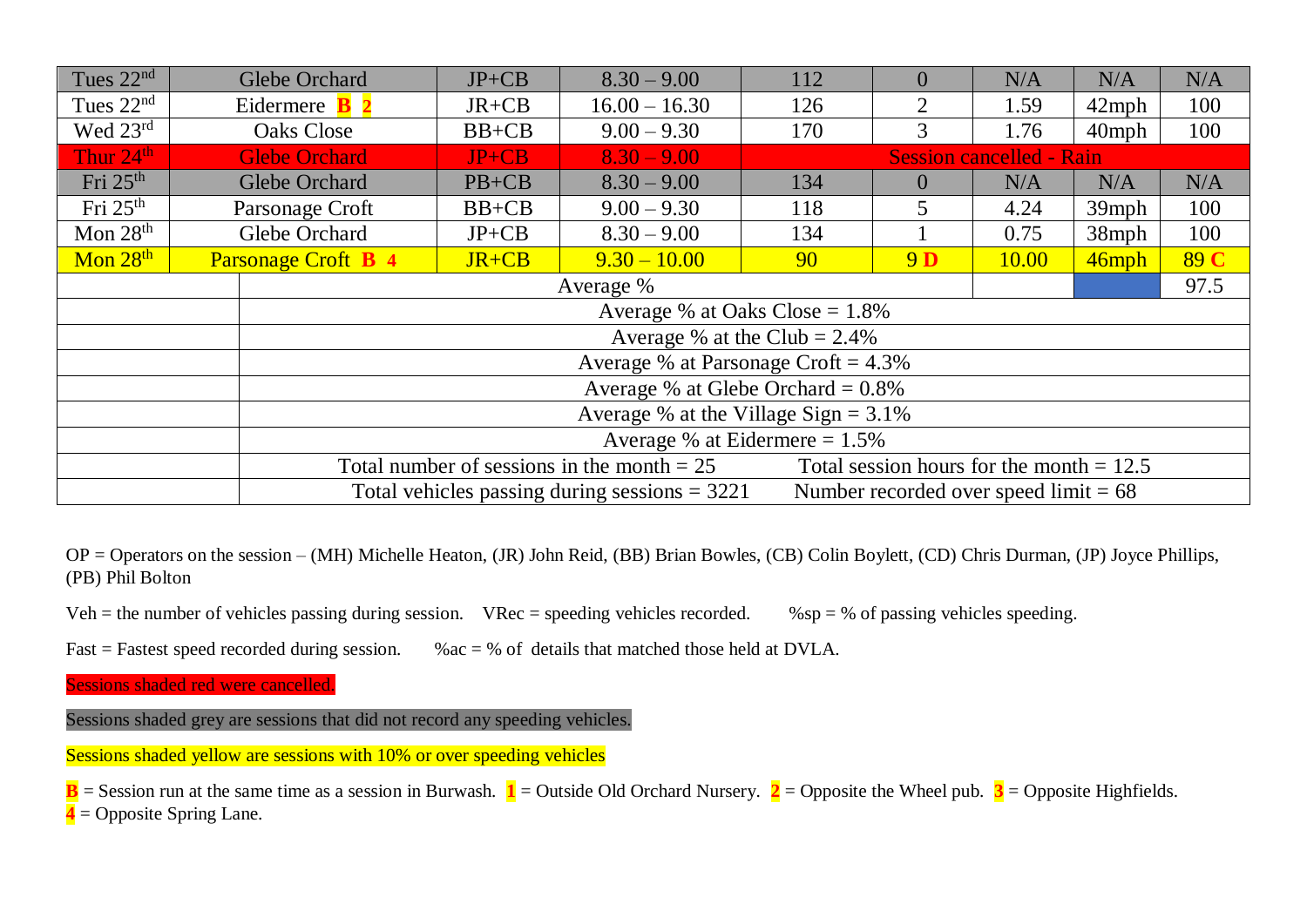| Tues 22nd | Glebe Orchard | JP+CB | 8.30 – 9.00 | 112 | 0 | N/A | N/A | N/A |
|---|---|---|---|---|---|---|---|---|
| Tues 22nd | Eidermere B 2 | JR+CB | 16.00 – 16.30 | 126 | 2 | 1.59 | 42mph | 100 |
| Wed 23rd | Oaks Close | BB+CB | 9.00 – 9.30 | 170 | 3 | 1.76 | 40mph | 100 |
| Thur 24th | Glebe Orchard | JP+CB | 8.30 – 9.00 | Session cancelled - Rain | | | | |
| Fri 25th | Glebe Orchard | PB+CB | 8.30 – 9.00 | 134 | 0 | N/A | N/A | N/A |
| Fri 25th | Parsonage Croft | BB+CB | 9.00 – 9.30 | 118 | 5 | 4.24 | 39mph | 100 |
| Mon 28th | Glebe Orchard | JP+CB | 8.30 – 9.00 | 134 | 1 | 0.75 | 38mph | 100 |
| Mon 28th | Parsonage Croft B 4 | JR+CB | 9.30 – 10.00 | 90 | 9 D | 10.00 | 46mph | 89 C |
| | Average % | | | | | | | 97.5 |
| | Average % at Oaks Close = 1.8% | | | | | | | |
| | Average % at the Club = 2.4% | | | | | | | |
| | Average % at Parsonage Croft = 4.3% | | | | | | | |
| | Average % at Glebe Orchard = 0.8% | | | | | | | |
| | Average % at the Village Sign = 3.1% | | | | | | | |
| | Average % at Eidermere = 1.5% | | | | | | | |
| | Total number of sessions in the month = 25 | | | | Total session hours for the month = 12.5 | | | |
| | Total vehicles passing during sessions = 3221 | | | | Number recorded over speed limit = 68 | | | |

OP = Operators on the session – (MH) Michelle Heaton, (JR) John Reid, (BB) Brian Bowles, (CB) Colin Boylett, (CD) Chris Durman, (JP) Joyce Phillips, (PB) Phil Bolton

Veh = the number of vehicles passing during session. VRec = speeding vehicles recorded. %sp = % of passing vehicles speeding.

Fast = Fastest speed recorded during session. %ac = % of details that matched those held at DVLA.

Sessions shaded red were cancelled.

Sessions shaded grey are sessions that did not record any speeding vehicles.

Sessions shaded yellow are sessions with 10% or over speeding vehicles

**B** = Session run at the same time as a session in Burwash. **1** = Outside Old Orchard Nursery. **2** = Opposite the Wheel pub. **3** = Opposite Highfields. **4** = Opposite Spring Lane.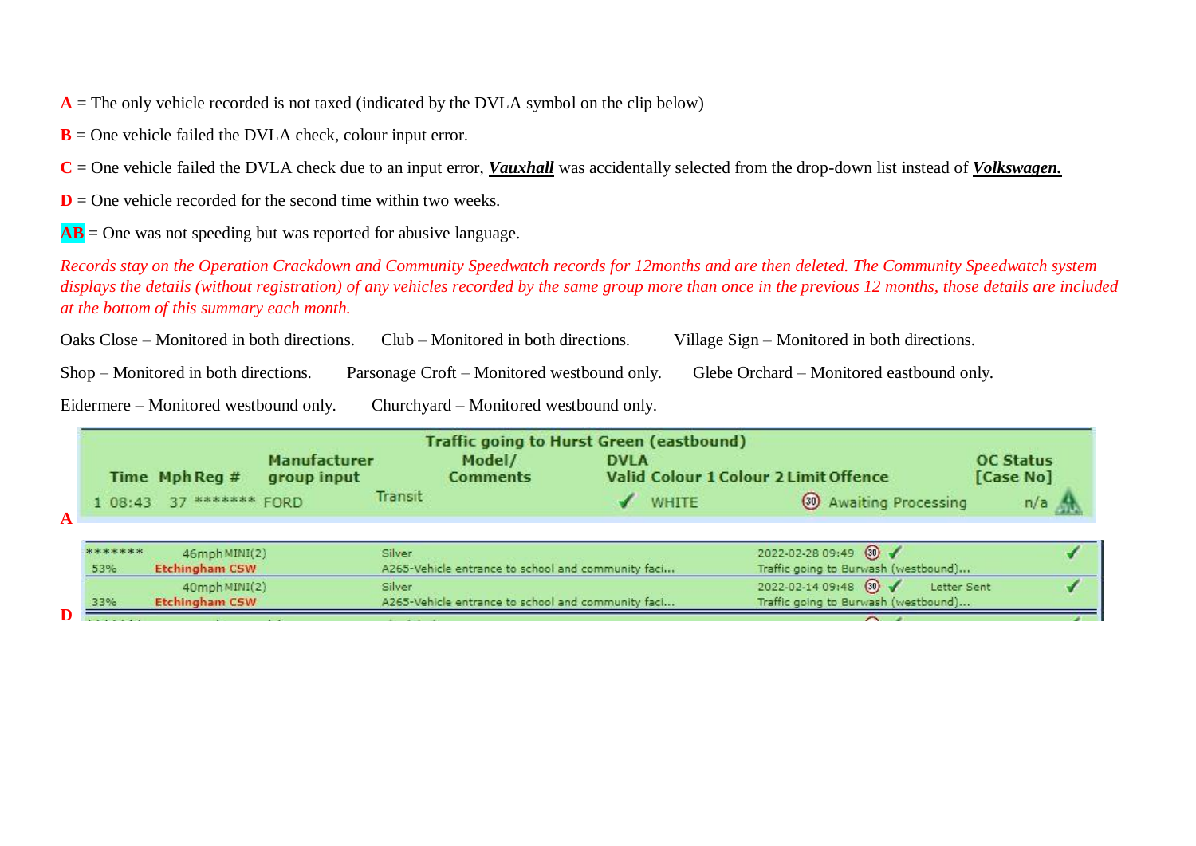**A** = The only vehicle recorded is not taxed (indicated by the DVLA symbol on the clip below)

**B** = One vehicle failed the DVLA check, colour input error.

**C** = One vehicle failed the DVLA check due to an input error, ***Vauxhall*** was accidentally selected from the drop-down list instead of ***Volkswagen.***

**D** = One vehicle recorded for the second time within two weeks.

**AB** = One was not speeding but was reported for abusive language.

*Records stay on the Operation Crackdown and Community Speedwatch records for 12months and are then deleted. The Community Speedwatch system displays the details (without registration) of any vehicles recorded by the same group more than once in the previous 12 months, those details are included at the bottom of this summary each month.*

Oaks Close – Monitored in both directions. Club – Monitored in both directions. Village Sign – Monitored in both directions.

Shop – Monitored in both directions. Parsonage Croft – Monitored westbound only. Glebe Orchard – Monitored eastbound only.

Eidermere – Monitored westbound only. Churchyard – Monitored westbound only.

**A**

Traffic going to Hurst Green (eastbound)

| Time | Mph | Reg # | Manufacturer group input | Model/ Comments | DVLA Valid | Colour 1 | Colour 2 | Limit | Offence | OC Status [Case No] |
|---|---|---|---|---|---|---|---|---|---|---|
| 1 08:43 | 37 | ******* | FORD | Transit | ✓ | WHITE | | 30 | Awaiting Processing | n/a |

**D**

| | | | | | | |
|---|---|---|---|---|---|---|
| ******* | 46mph | MINI(2) | Silver | 2022-02-28 09:49 | 30 ✓ | ✓ |
| 53% | Etchingham CSW | | A265-Vehicle entrance to school and community faci... | Traffic going to Burwash (westbound)... | | |
| | 40mph | MINI(2) | Silver | 2022-02-14 09:48 | 30 ✓ Letter Sent | ✓ |
| 33% | Etchingham CSW | | A265-Vehicle entrance to school and community faci... | Traffic going to Burwash (westbound)... | | |